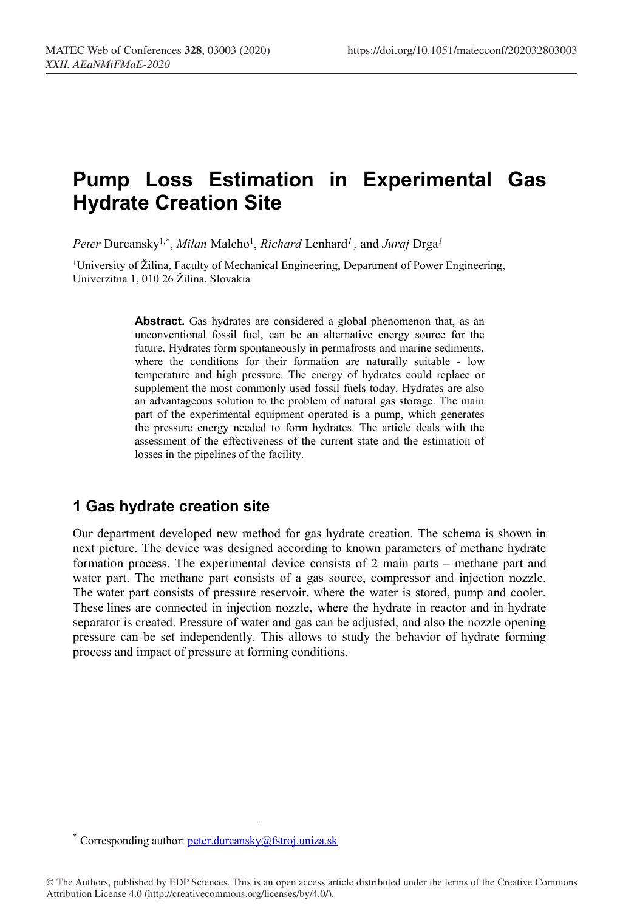# Pump Loss Estimation in Experimental Gas Hydrate Creation Site

*Peter* Durcansky[1,*], *Milan* Malcho[1], *Richard* Lenhard[1], and *Juraj* Drga[1]

[1]University of Žilina, Faculty of Mechanical Engineering, Department of Power Engineering, Univerzitna 1, 010 26 Žilina, Slovakia

**Abstract.** Gas hydrates are considered a global phenomenon that, as an unconventional fossil fuel, can be an alternative energy source for the future. Hydrates form spontaneously in permafrosts and marine sediments, where the conditions for their formation are naturally suitable - low temperature and high pressure. The energy of hydrates could replace or supplement the most commonly used fossil fuels today. Hydrates are also an advantageous solution to the problem of natural gas storage. The main part of the experimental equipment operated is a pump, which generates the pressure energy needed to form hydrates. The article deals with the assessment of the effectiveness of the current state and the estimation of losses in the pipelines of the facility.

## 1 Gas hydrate creation site

Our department developed new method for gas hydrate creation. The schema is shown in next picture. The device was designed according to known parameters of methane hydrate formation process. The experimental device consists of 2 main parts – methane part and water part. The methane part consists of a gas source, compressor and injection nozzle. The water part consists of pressure reservoir, where the water is stored, pump and cooler. These lines are connected in injection nozzle, where the hydrate in reactor and in hydrate separator is created. Pressure of water and gas can be adjusted, and also the nozzle opening pressure can be set independently. This allows to study the behavior of hydrate forming process and impact of pressure at forming conditions.

* Corresponding author: peter.durcansky@fstroj.uniza.sk

© The Authors, published by EDP Sciences. This is an open access article distributed under the terms of the Creative Commons Attribution License 4.0 (http://creativecommons.org/licenses/by/4.0/).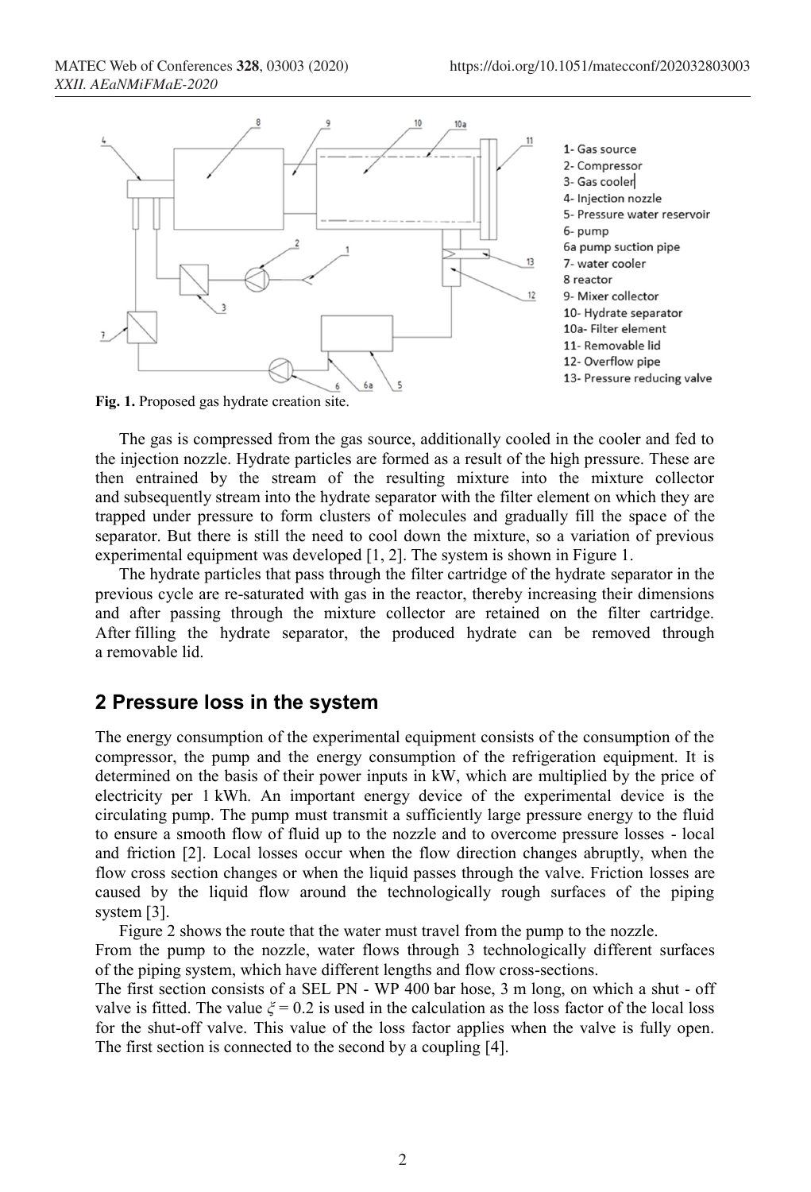1- Gas source
2- Compressor
3- Gas cooler
4- Injection nozzle
5- Pressure water reservoir
6- pump
6a pump suction pipe
7- water cooler
8 reactor
9- Mixer collector
10- Hydrate separator
10a- Filter element
11- Removable lid
12- Overflow pipe
13- Pressure reducing valve

**Fig. 1.** Proposed gas hydrate creation site.

The gas is compressed from the gas source, additionally cooled in the cooler and fed to the injection nozzle. Hydrate particles are formed as a result of the high pressure. These are then entrained by the stream of the resulting mixture into the mixture collector and subsequently stream into the hydrate separator with the filter element on which they are trapped under pressure to form clusters of molecules and gradually fill the space of the separator. But there is still the need to cool down the mixture, so a variation of previous experimental equipment was developed [1, 2]. The system is shown in Figure 1.

The hydrate particles that pass through the filter cartridge of the hydrate separator in the previous cycle are re-saturated with gas in the reactor, thereby increasing their dimensions and after passing through the mixture collector are retained on the filter cartridge. After filling the hydrate separator, the produced hydrate can be removed through a removable lid.

## 2 Pressure loss in the system

The energy consumption of the experimental equipment consists of the consumption of the compressor, the pump and the energy consumption of the refrigeration equipment. It is determined on the basis of their power inputs in kW, which are multiplied by the price of electricity per 1 kWh. An important energy device of the experimental device is the circulating pump. The pump must transmit a sufficiently large pressure energy to the fluid to ensure a smooth flow of fluid up to the nozzle and to overcome pressure losses - local and friction [2]. Local losses occur when the flow direction changes abruptly, when the flow cross section changes or when the liquid passes through the valve. Friction losses are caused by the liquid flow around the technologically rough surfaces of the piping system [3].

Figure 2 shows the route that the water must travel from the pump to the nozzle.

From the pump to the nozzle, water flows through 3 technologically different surfaces of the piping system, which have different lengths and flow cross-sections.

The first section consists of a SEL PN - WP 400 bar hose, 3 m long, on which a shut - off valve is fitted. The value $\xi = 0.2$ is used in the calculation as the loss factor of the local loss for the shut-off valve. This value of the loss factor applies when the valve is fully open. The first section is connected to the second by a coupling [4].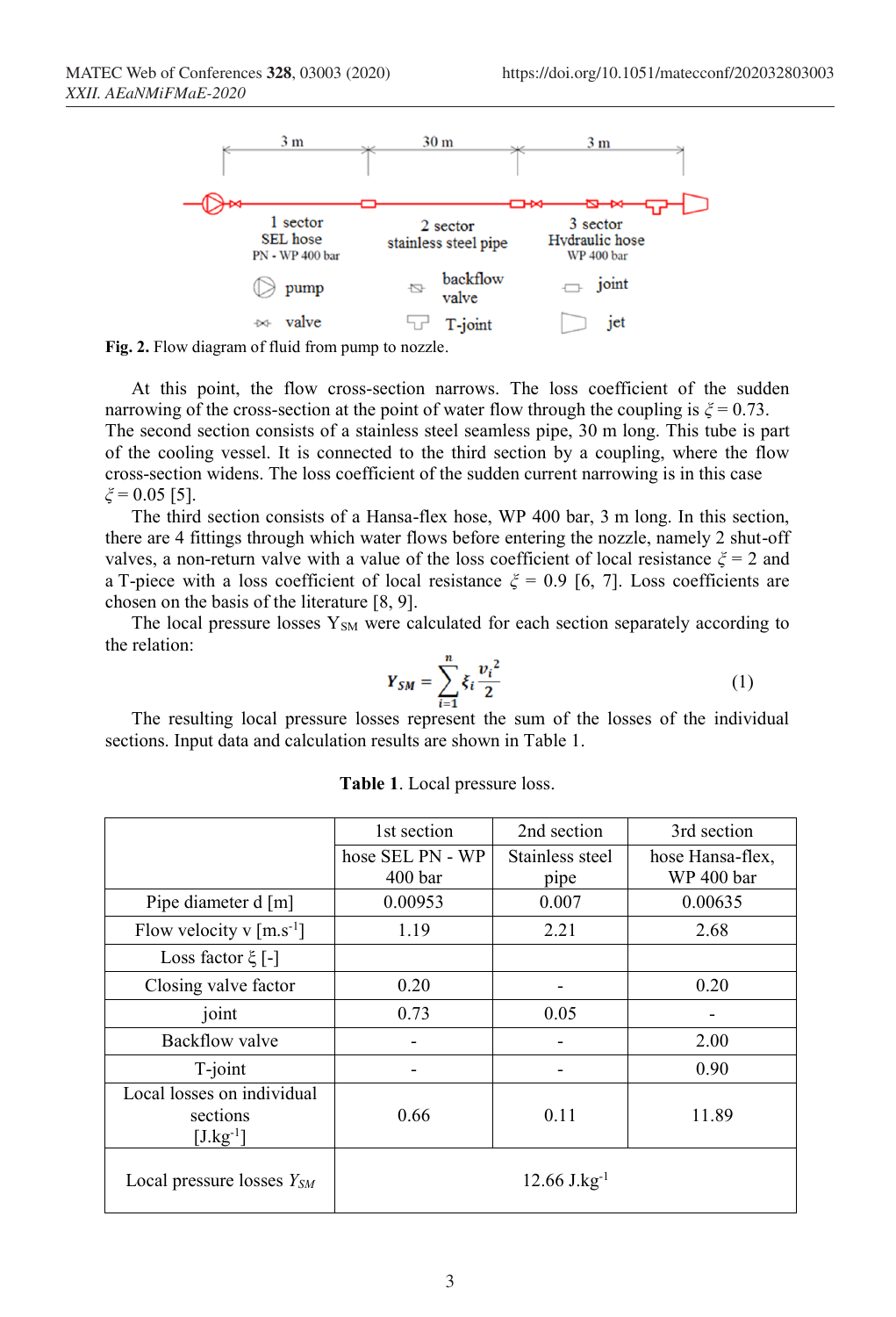**Fig. 2.** Flow diagram of fluid from pump to nozzle.

At this point, the flow cross-section narrows. The loss coefficient of the sudden narrowing of the cross-section at the point of water flow through the coupling is $\xi = 0.73$. The second section consists of a stainless steel seamless pipe, 30 m long. This tube is part of the cooling vessel. It is connected to the third section by a coupling, where the flow cross-section widens. The loss coefficient of the sudden current narrowing is in this case $\xi = 0.05$ [5].

The third section consists of a Hansa-flex hose, WP 400 bar, 3 m long. In this section, there are 4 fittings through which water flows before entering the nozzle, namely 2 shut-off valves, a non-return valve with a value of the loss coefficient of local resistance $\xi = 2$ and a T-piece with a loss coefficient of local resistance $\xi = 0.9$ [6, 7]. Loss coefficients are chosen on the basis of the literature [8, 9].

The local pressure losses $Y_{SM}$ were calculated for each section separately according to the relation:

$$Y_{SM} = \sum_{i=1}^{n} \xi_i \frac{v_i^2}{2} \tag{1}$$

The resulting local pressure losses represent the sum of the losses of the individual sections. Input data and calculation results are shown in Table 1.

**Table 1**. Local pressure loss.

| | 1st section | 2nd section | 3rd section |
|---|---|---|---|
| | hose SEL PN - WP 400 bar | Stainless steel pipe | hose Hansa-flex, WP 400 bar |
| Pipe diameter d [m] | 0.00953 | 0.007 | 0.00635 |
| Flow velocity v [m.s$^{-1}$] | 1.19 | 2.21 | 2.68 |
| Loss factor $\xi$ [-] | | | |
| Closing valve factor | 0.20 | - | 0.20 |
| joint | 0.73 | 0.05 | - |
| Backflow valve | - | - | 2.00 |
| T-joint | - | - | 0.90 |
| Local losses on individual sections [J.kg$^{-1}$] | 0.66 | 0.11 | 11.89 |
| Local pressure losses $Y_{SM}$ | 12.66 J.kg$^{-1}$ | | |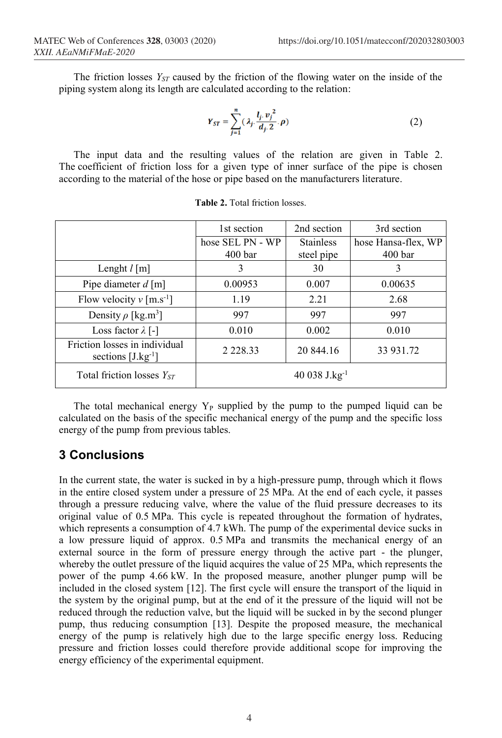The friction losses $Y_{ST}$ caused by the friction of the flowing water on the inside of the piping system along its length are calculated according to the relation:

$$Y_{ST} = \sum_{j=1}^{n} (\lambda_j \cdot \frac{l_j \cdot v_j^2}{d_j \cdot 2} \cdot \rho) \tag{2}$$

The input data and the resulting values of the relation are given in Table 2. The coefficient of friction loss for a given type of inner surface of the pipe is chosen according to the material of the hose or pipe based on the manufacturers literature.

**Table 2.** Total friction losses.

| | 1st section | 2nd section | 3rd section |
|---|---|---|---|
| | hose SEL PN - WP 400 bar | Stainless steel pipe | hose Hansa-flex, WP 400 bar |
| Lenght $l$ [m] | 3 | 30 | 3 |
| Pipe diameter $d$ [m] | 0.00953 | 0.007 | 0.00635 |
| Flow velocity $v$ [m.s$^{-1}$] | 1.19 | 2.21 | 2.68 |
| Density $\rho$ [kg.m$^3$] | 997 | 997 | 997 |
| Loss factor $\lambda$ [-] | 0.010 | 0.002 | 0.010 |
| Friction losses in individual sections [J.kg$^{-1}$] | 2 228.33 | 20 844.16 | 33 931.72 |
| Total friction losses $Y_{ST}$ | 40 038 J.kg$^{-1}$ | | |

The total mechanical energy $Y_P$ supplied by the pump to the pumped liquid can be calculated on the basis of the specific mechanical energy of the pump and the specific loss energy of the pump from previous tables.

## 3 Conclusions

In the current state, the water is sucked in by a high-pressure pump, through which it flows in the entire closed system under a pressure of 25 MPa. At the end of each cycle, it passes through a pressure reducing valve, where the value of the fluid pressure decreases to its original value of 0.5 MPa. This cycle is repeated throughout the formation of hydrates, which represents a consumption of 4.7 kWh. The pump of the experimental device sucks in a low pressure liquid of approx. 0.5 MPa and transmits the mechanical energy of an external source in the form of pressure energy through the active part - the plunger, whereby the outlet pressure of the liquid acquires the value of 25 MPa, which represents the power of the pump 4.66 kW. In the proposed measure, another plunger pump will be included in the closed system [12]. The first cycle will ensure the transport of the liquid in the system by the original pump, but at the end of it the pressure of the liquid will not be reduced through the reduction valve, but the liquid will be sucked in by the second plunger pump, thus reducing consumption [13]. Despite the proposed measure, the mechanical energy of the pump is relatively high due to the large specific energy loss. Reducing pressure and friction losses could therefore provide additional scope for improving the energy efficiency of the experimental equipment.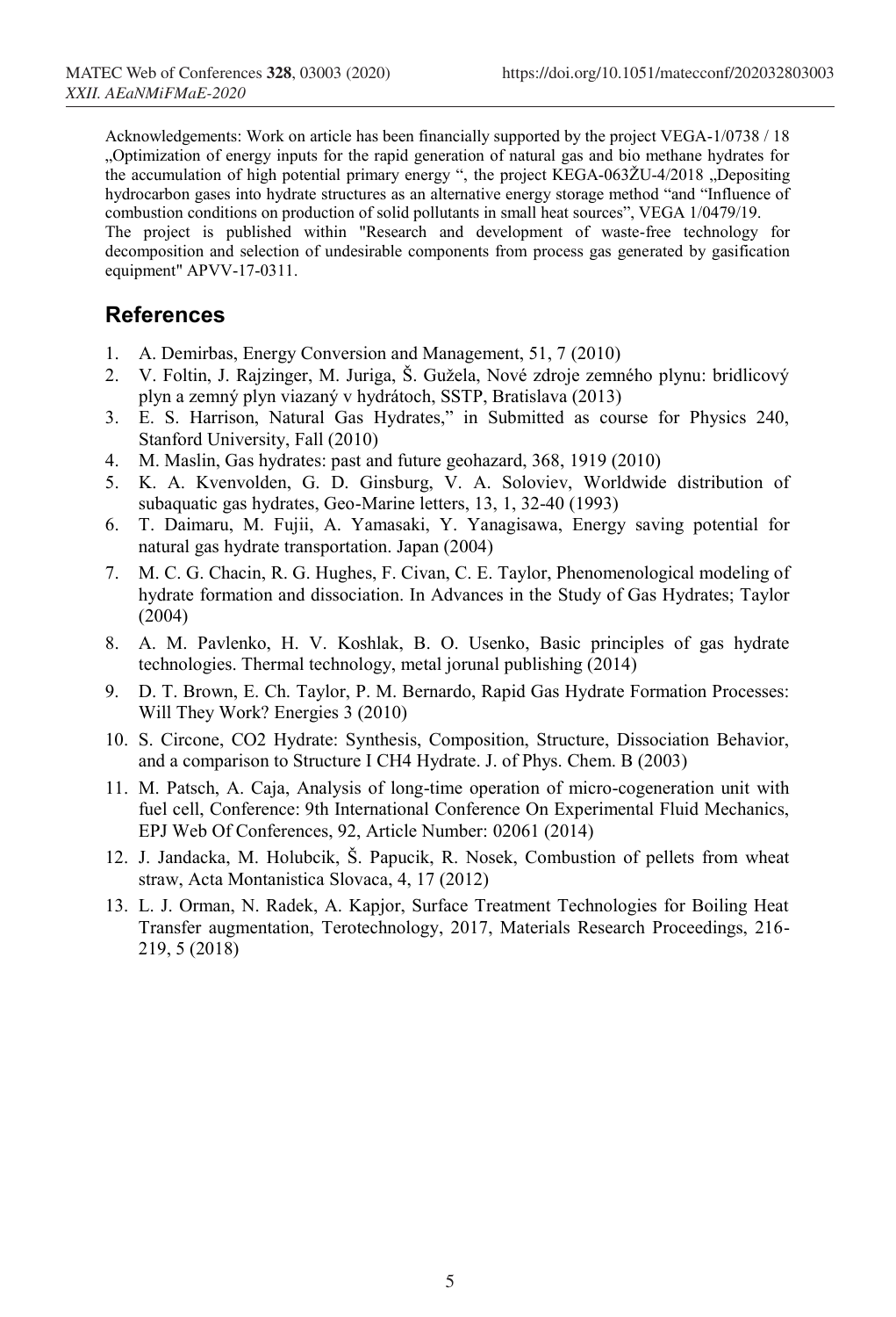Acknowledgements: Work on article has been financially supported by the project VEGA-1/0738 / 18 „Optimization of energy inputs for the rapid generation of natural gas and bio methane hydrates for the accumulation of high potential primary energy ", the project KEGA-063ŽU-4/2018 „Depositing hydrocarbon gases into hydrate structures as an alternative energy storage method "and "Influence of combustion conditions on production of solid pollutants in small heat sources", VEGA 1/0479/19.
The project is published within "Research and development of waste-free technology for decomposition and selection of undesirable components from process gas generated by gasification equipment" APVV-17-0311.

## References

1. A. Demirbas, Energy Conversion and Management, 51, 7 (2010)
2. V. Foltin, J. Rajzinger, M. Juriga, Š. Gužela, Nové zdroje zemného plynu: bridlicový plyn a zemný plyn viazaný v hydrátoch, SSTP, Bratislava (2013)
3. E. S. Harrison, Natural Gas Hydrates," in Submitted as course for Physics 240, Stanford University, Fall (2010)
4. M. Maslin, Gas hydrates: past and future geohazard, 368, 1919 (2010)
5. K. A. Kvenvolden, G. D. Ginsburg, V. A. Soloviev, Worldwide distribution of subaquatic gas hydrates, Geo-Marine letters, 13, 1, 32-40 (1993)
6. T. Daimaru, M. Fujii, A. Yamasaki, Y. Yanagisawa, Energy saving potential for natural gas hydrate transportation. Japan (2004)
7. M. C. G. Chacin, R. G. Hughes, F. Civan, C. E. Taylor, Phenomenological modeling of hydrate formation and dissociation. In Advances in the Study of Gas Hydrates; Taylor (2004)
8. A. M. Pavlenko, H. V. Koshlak, B. O. Usenko, Basic principles of gas hydrate technologies. Thermal technology, metal jorunal publishing (2014)
9. D. T. Brown, E. Ch. Taylor, P. M. Bernardo, Rapid Gas Hydrate Formation Processes: Will They Work? Energies 3 (2010)
10. S. Circone, CO2 Hydrate: Synthesis, Composition, Structure, Dissociation Behavior, and a comparison to Structure I CH4 Hydrate. J. of Phys. Chem. B (2003)
11. M. Patsch, A. Caja, Analysis of long-time operation of micro-cogeneration unit with fuel cell, Conference: 9th International Conference On Experimental Fluid Mechanics, EPJ Web Of Conferences, 92, Article Number: 02061 (2014)
12. J. Jandacka, M. Holubcik, Š. Papucik, R. Nosek, Combustion of pellets from wheat straw, Acta Montanistica Slovaca, 4, 17 (2012)
13. L. J. Orman, N. Radek, A. Kapjor, Surface Treatment Technologies for Boiling Heat Transfer augmentation, Terotechnology, 2017, Materials Research Proceedings, 216-219, 5 (2018)